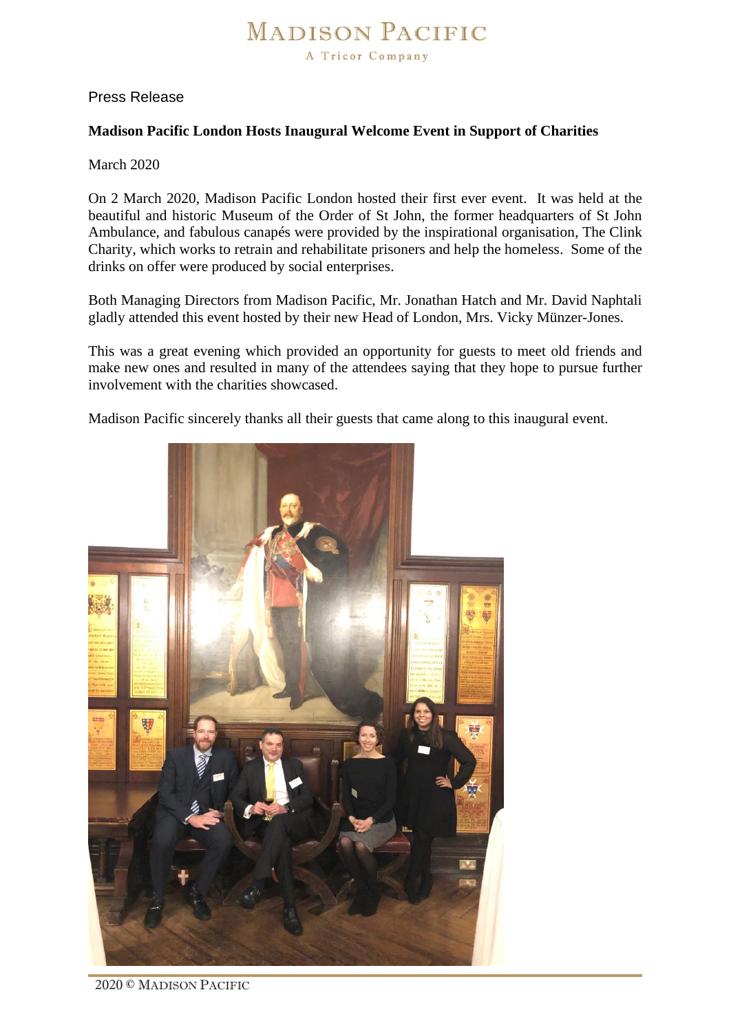Press Release

**Madison Pacific London Hosts Inaugural Welcome Event in Support of Charities**

March 2020

On 2 March 2020, Madison Pacific London hosted their first ever event. It was held at the beautiful and historic Museum of the Order of St John, the former headquarters of St John Ambulance, and fabulous canapés were provided by the inspirational organisation, The Clink Charity, which works to retrain and rehabilitate prisoners and help the homeless. Some of the drinks on offer were produced by social enterprises.

Both Managing Directors from Madison Pacific, Mr. Jonathan Hatch and Mr. David Naphtali gladly attended this event hosted by their new Head of London, Mrs. Vicky Münzer-Jones.

This was a great evening which provided an opportunity for guests to meet old friends and make new ones and resulted in many of the attendees saying that they hope to pursue further involvement with the charities showcased.

Madison Pacific sincerely thanks all their guests that came along to this inaugural event.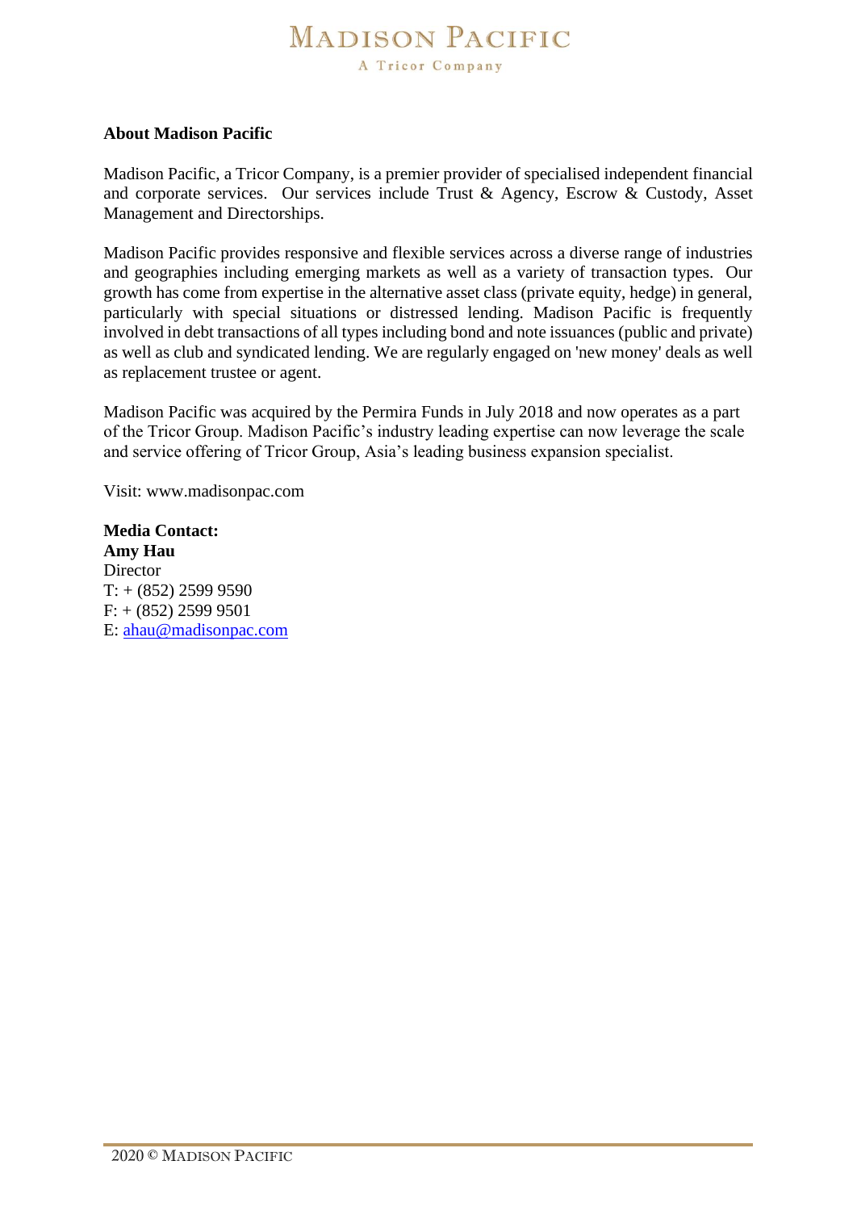**About Madison Pacific**

Madison Pacific, a Tricor Company, is a premier provider of specialised independent financial and corporate services. Our services include Trust & Agency, Escrow & Custody, Asset Management and Directorships.

Madison Pacific provides responsive and flexible services across a diverse range of industries and geographies including emerging markets as well as a variety of transaction types. Our growth has come from expertise in the alternative asset class (private equity, hedge) in general, particularly with special situations or distressed lending. Madison Pacific is frequently involved in debt transactions of all types including bond and note issuances (public and private) as well as club and syndicated lending. We are regularly engaged on 'new money' deals as well as replacement trustee or agent.

Madison Pacific was acquired by the Permira Funds in July 2018 and now operates as a part of the Tricor Group. Madison Pacific's industry leading expertise can now leverage the scale and service offering of Tricor Group, Asia's leading business expansion specialist.

Visit: www.madisonpac.com

**Media Contact:**
**Amy Hau**
Director
T: + (852) 2599 9590
F: + (852) 2599 9501
E: ahau@madisonpac.com